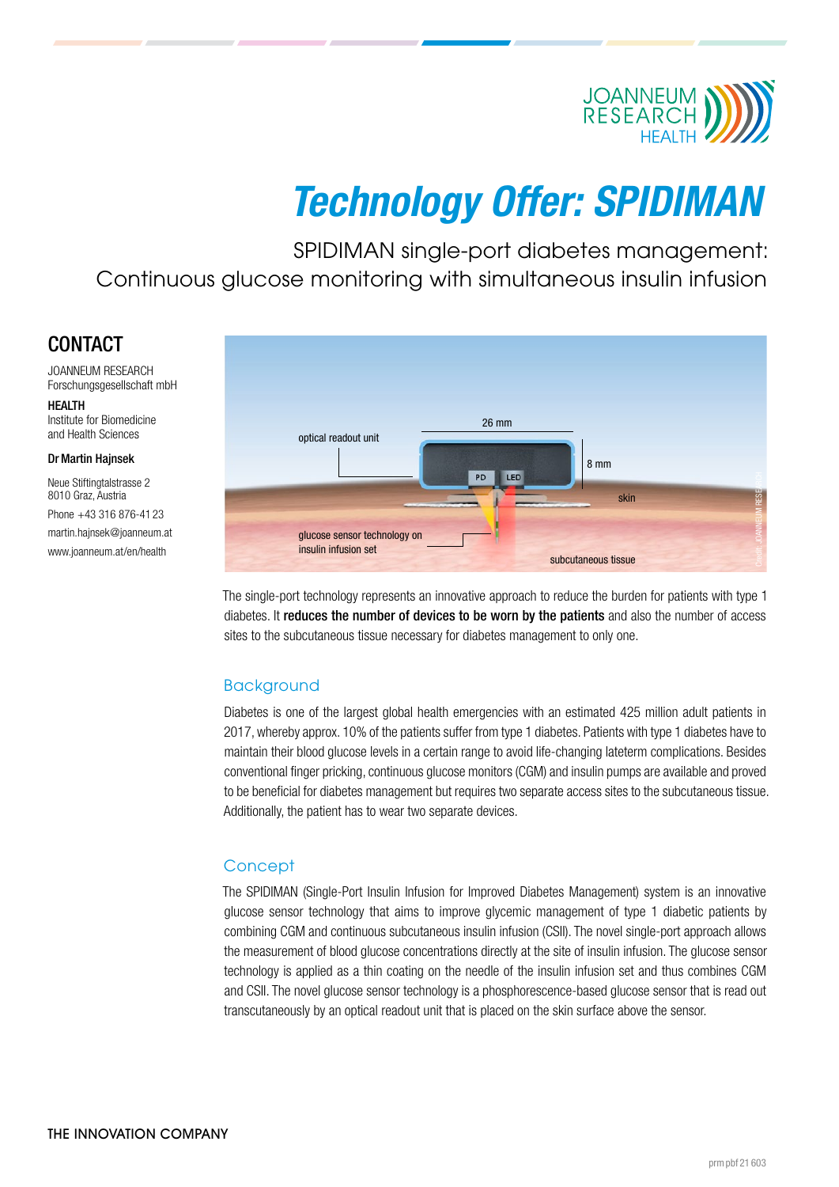JOANNEUM RESEARCH HEALTH

# Technology Offer: SPIDIMAN

## SPIDIMAN single-port diabetes management: Continuous glucose monitoring with simultaneous insulin infusion

## CONTACT

JOANNEUM RESEARCH
Forschungsgesellschaft mbH

**HEALTH**
Institute for Biomedicine
and Health Sciences

**Dr Martin Hajnsek**

Neue Stiftingtalstrasse 2
8010 Graz, Austria

Phone +43 316 876-41 23

martin.hajnsek@joanneum.at

www.joanneum.at/en/health

optical readout unit | 26 mm | 8 mm | PD | LED | skin | glucose sensor technology on insulin infusion set | subcutaneous tissue | Credit: JOANNEUM RESEARCH

The single-port technology represents an innovative approach to reduce the burden for patients with type 1 diabetes. It **reduces the number of devices to be worn by the patients** and also the number of access sites to the subcutaneous tissue necessary for diabetes management to only one.

### Background

Diabetes is one of the largest global health emergencies with an estimated 425 million adult patients in 2017, whereby approx. 10% of the patients suffer from type 1 diabetes. Patients with type 1 diabetes have to maintain their blood glucose levels in a certain range to avoid life-changing lateterm complications. Besides conventional finger pricking, continuous glucose monitors (CGM) and insulin pumps are available and proved to be beneficial for diabetes management but requires two separate access sites to the subcutaneous tissue. Additionally, the patient has to wear two separate devices.

### Concept

The SPIDIMAN (Single-Port Insulin Infusion for Improved Diabetes Management) system is an innovative glucose sensor technology that aims to improve glycemic management of type 1 diabetic patients by combining CGM and continuous subcutaneous insulin infusion (CSII). The novel single-port approach allows the measurement of blood glucose concentrations directly at the site of insulin infusion. The glucose sensor technology is applied as a thin coating on the needle of the insulin infusion set and thus combines CGM and CSII. The novel glucose sensor technology is a phosphorescence-based glucose sensor that is read out transcutaneously by an optical readout unit that is placed on the skin surface above the sensor.

THE INNOVATION COMPANY

prm pbf 21 603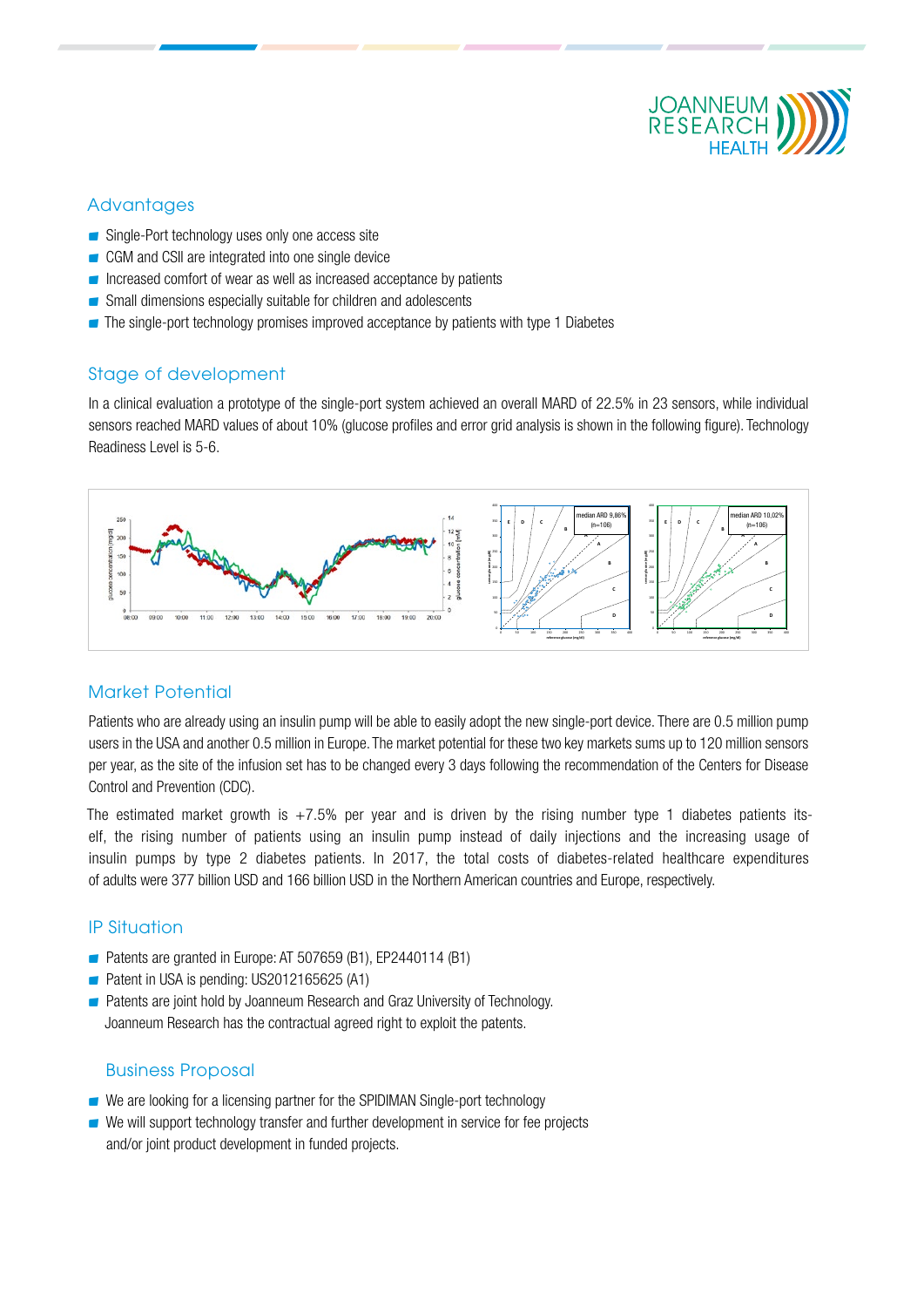## Advantages

- Single-Port technology uses only one access site
- CGM and CSII are integrated into one single device
- Increased comfort of wear as well as increased acceptance by patients
- Small dimensions especially suitable for children and adolescents
- The single-port technology promises improved acceptance by patients with type 1 Diabetes

## Stage of development

In a clinical evaluation a prototype of the single-port system achieved an overall MARD of 22.5% in 23 sensors, while individual sensors reached MARD values of about 10% (glucose profiles and error grid analysis is shown in the following figure). Technology Readiness Level is 5-6.

glucose concentration [mg/dl]
glucose concentration [mM]
08:00 09:00 10:00 11:00 12:00 13:00 14:00 15:00 16:00 17:00 18:00 19:00 20:00

median ARD 9,86% (n=106)

median ARD 10,02% (n=106)

## Market Potential

Patients who are already using an insulin pump will be able to easily adopt the new single-port device. There are 0.5 million pump users in the USA and another 0.5 million in Europe. The market potential for these two key markets sums up to 120 million sensors per year, as the site of the infusion set has to be changed every 3 days following the recommendation of the Centers for Disease Control and Prevention (CDC).

The estimated market growth is +7.5% per year and is driven by the rising number type 1 diabetes patients itself, the rising number of patients using an insulin pump instead of daily injections and the increasing usage of insulin pumps by type 2 diabetes patients. In 2017, the total costs of diabetes-related healthcare expenditures of adults were 377 billion USD and 166 billion USD in the Northern American countries and Europe, respectively.

## IP Situation

- Patents are granted in Europe: AT 507659 (B1), EP2440114 (B1)
- Patent in USA is pending: US2012165625 (A1)
- Patents are joint hold by Joanneum Research and Graz University of Technology. Joanneum Research has the contractual agreed right to exploit the patents.

## Business Proposal

- We are looking for a licensing partner for the SPIDIMAN Single-port technology
- We will support technology transfer and further development in service for fee projects and/or joint product development in funded projects.